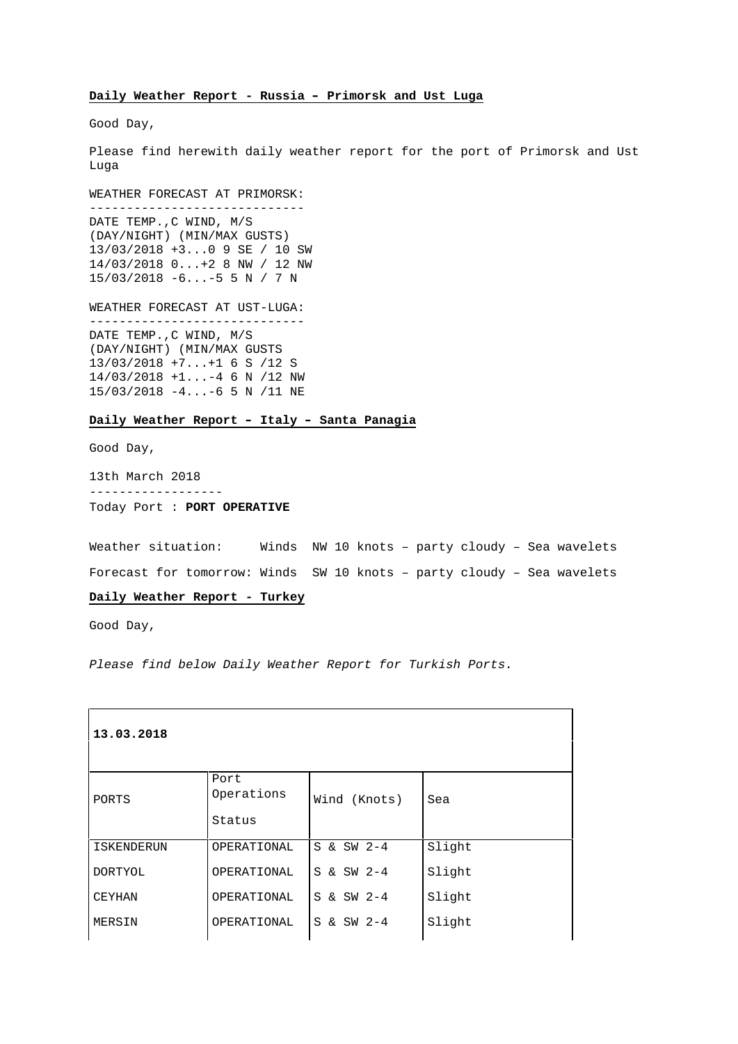**Daily Weather Report - Russia – Primorsk and Ust Luga**

Good Day,

Please find herewith daily weather report for the port of Primorsk and Ust Luga

WEATHER FORECAST AT PRIMORSK:
-----------------------------
DATE TEMP.,C WIND, M/S
(DAY/NIGHT) (MIN/MAX GUSTS)
13/03/2018 +3...0 9 SE / 10 SW
14/03/2018 0...+2 8 NW / 12 NW
15/03/2018 -6...-5 5 N / 7 N

WEATHER FORECAST AT UST-LUGA:
-----------------------------
DATE TEMP.,C WIND, M/S
(DAY/NIGHT) (MIN/MAX GUSTS
13/03/2018 +7...+1 6 S /12 S
14/03/2018 +1...-4 6 N /12 NW
15/03/2018 -4...-6 5 N /11 NE

**Daily Weather Report – Italy – Santa Panagia**

Good Day,

13th March 2018
------------------
Today Port : **PORT OPERATIVE**

Weather situation: Winds NW 10 knots – party cloudy – Sea wavelets

Forecast for tomorrow: Winds SW 10 knots – party cloudy – Sea wavelets

**Daily Weather Report - Turkey**

Good Day,

*Please find below Daily Weather Report for Turkish Ports.*

| **13.03.2018** | | | |
|---|---|---|---|
| PORTS | Port Operations Status | Wind (Knots) | Sea |
| ISKENDERUN | OPERATIONAL | S & SW 2-4 | Slight |
| DORTYOL | OPERATIONAL | S & SW 2-4 | Slight |
| CEYHAN | OPERATIONAL | S & SW 2-4 | Slight |
| MERSIN | OPERATIONAL | S & SW 2-4 | Slight |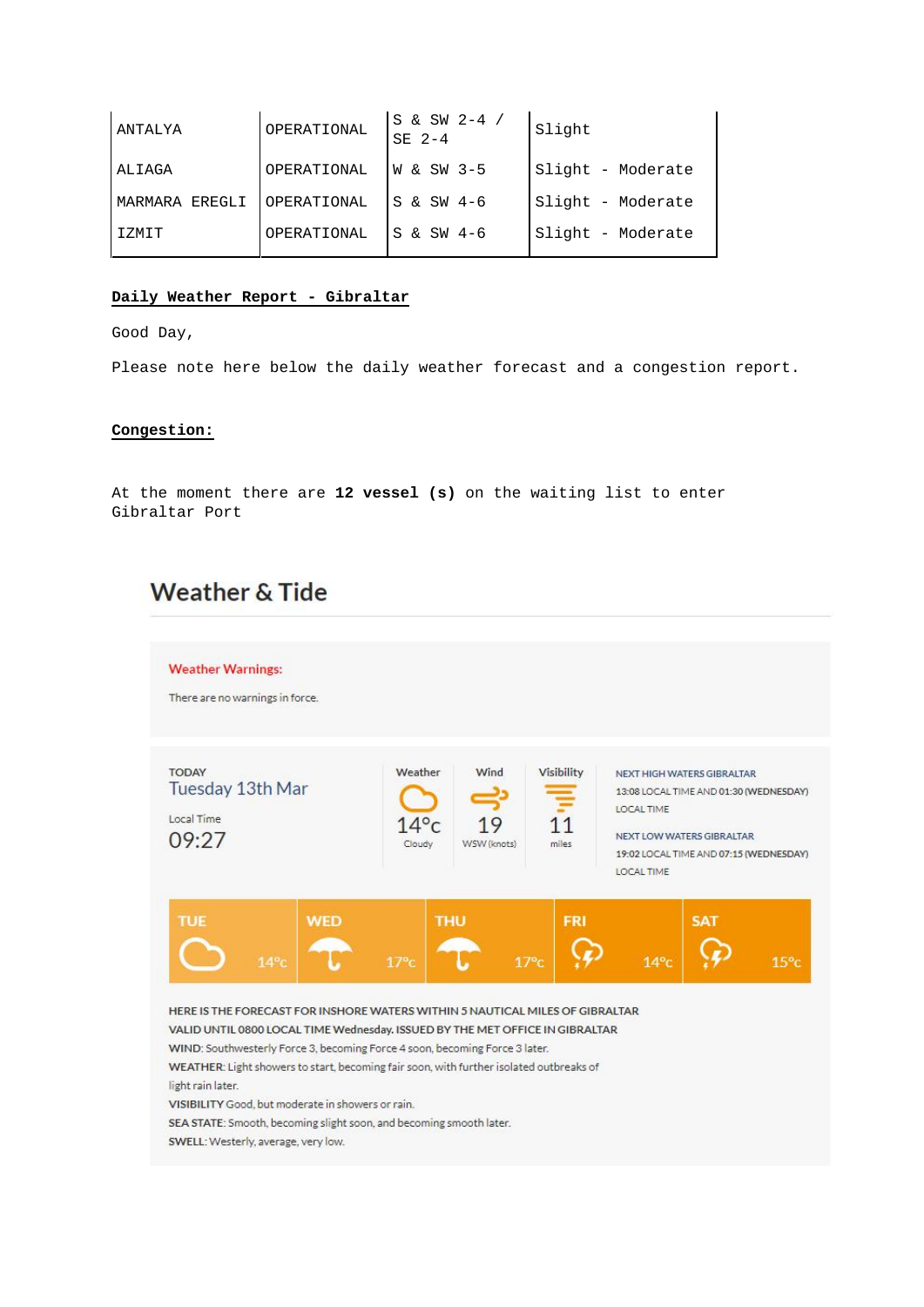| | | | |
|---|---|---|---|
| ANTALYA | OPERATIONAL | S & SW 2-4 / SE 2-4 | Slight |
| ALIAGA | OPERATIONAL | W & SW 3-5 | Slight - Moderate |
| MARMARA EREGLI | OPERATIONAL | S & SW 4-6 | Slight - Moderate |
| IZMIT | OPERATIONAL | S & SW 4-6 | Slight - Moderate |

**Daily Weather Report - Gibraltar**

Good Day,

Please note here below the daily weather forecast and a congestion report.

**Congestion:**

At the moment there are **12 vessel (s)** on the waiting list to enter Gibraltar Port

## Weather & Tide

**Weather Warnings:**

There are no warnings in force.

TODAY
Tuesday 13th Mar

Local Time
09:27

Weather: 14°c Cloudy

Wind: 19 WSW (knots)

Visibility: 11 miles

NEXT HIGH WATERS GIBRALTAR
13:08 LOCAL TIME AND 01:30 (WEDNESDAY) LOCAL TIME

NEXT LOW WATERS GIBRALTAR
19:02 LOCAL TIME AND 07:15 (WEDNESDAY) LOCAL TIME

TUE 14°c
WED 17°c
THU 17°c
FRI 14°c
SAT 15°c

HERE IS THE FORECAST FOR INSHORE WATERS WITHIN 5 NAUTICAL MILES OF GIBRALTAR
VALID UNTIL 0800 LOCAL TIME Wednesday. ISSUED BY THE MET OFFICE IN GIBRALTAR
**WIND:** Southwesterly Force 3, becoming Force 4 soon, becoming Force 3 later.
**WEATHER:** Light showers to start, becoming fair soon, with further isolated outbreaks of light rain later.
**VISIBILITY** Good, but moderate in showers or rain.
**SEA STATE:** Smooth, becoming slight soon, and becoming smooth later.
**SWELL:** Westerly, average, very low.